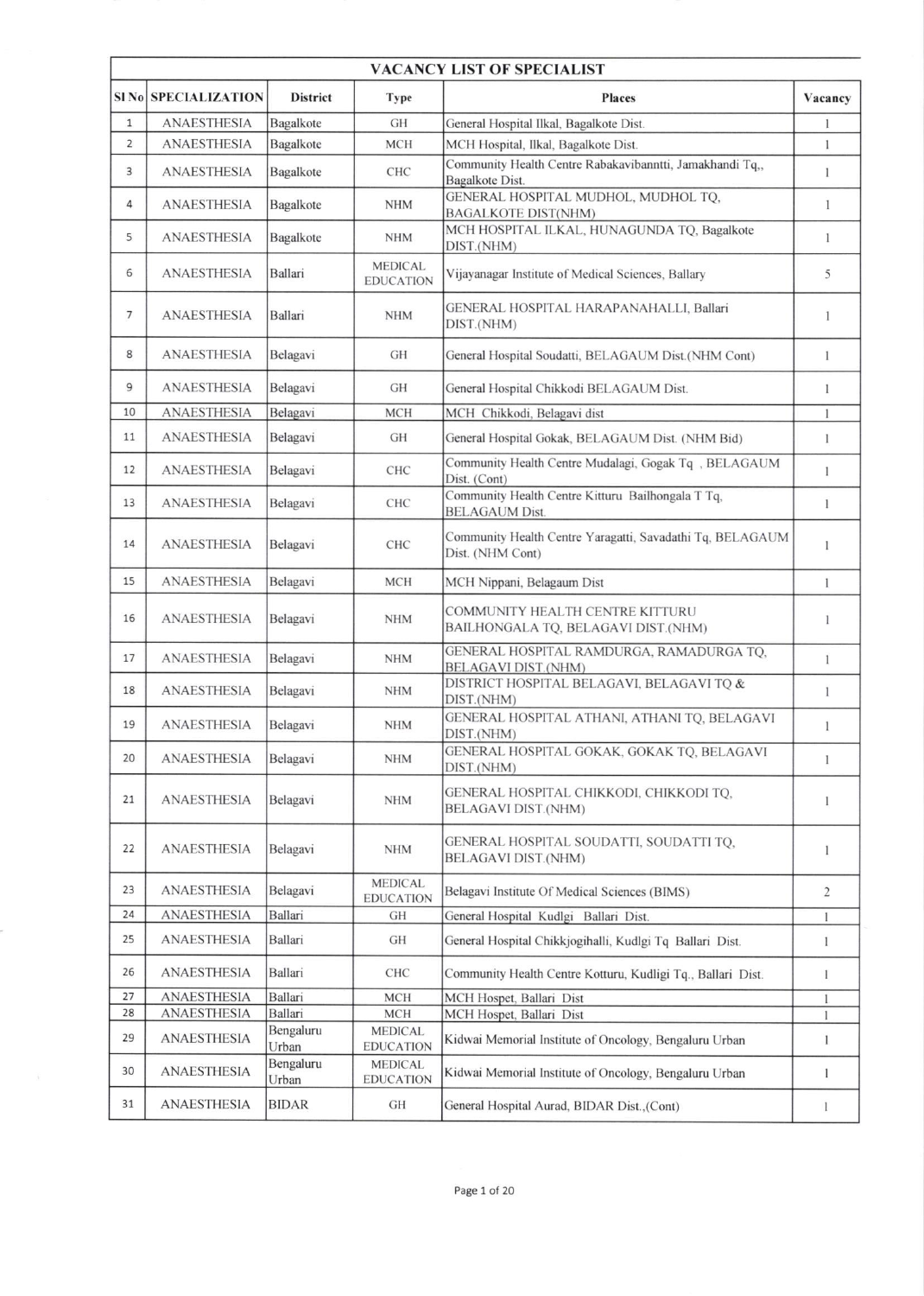# VACANCY LIST OF SPECIALIST

| Sl No | SPECIALIZATION | District | Type | Places | Vacancy |
|---|---|---|---|---|---|
| 1 | ANAESTHESIA | Bagalkote | GH | General Hospital Ilkal, Bagalkote Dist. | 1 |
| 2 | ANAESTHESIA | Bagalkote | MCH | MCH Hospital, Ilkal, Bagalkote Dist. | 1 |
| 3 | ANAESTHESIA | Bagalkote | CHC | Community Health Centre Rabakavibanntti, Jamakhandi Tq,, Bagalkote Dist. | 1 |
| 4 | ANAESTHESIA | Bagalkote | NHM | GENERAL HOSPITAL MUDHOL, MUDHOL TQ, BAGALKOTE DIST(NHM) | 1 |
| 5 | ANAESTHESIA | Bagalkote | NHM | MCH HOSPITAL ILKAL, HUNAGUNDA TQ, Bagalkote DIST.(NHM) | 1 |
| 6 | ANAESTHESIA | Ballari | MEDICAL EDUCATION | Vijayanagar Institute of Medical Sciences, Ballary | 5 |
| 7 | ANAESTHESIA | Ballari | NHM | GENERAL HOSPITAL HARAPANAHALLI, Ballari DIST.(NHM) | 1 |
| 8 | ANAESTHESIA | Belagavi | GH | General Hospital Soudatti, BELAGAUM Dist.(NHM Cont) | 1 |
| 9 | ANAESTHESIA | Belagavi | GH | General Hospital Chikkodi BELAGAUM Dist. | 1 |
| 10 | ANAESTHESIA | Belagavi | MCH | MCH Chikkodi, Belagavi dist | 1 |
| 11 | ANAESTHESIA | Belagavi | GH | General Hospital Gokak, BELAGAUM Dist. (NHM Bid) | 1 |
| 12 | ANAESTHESIA | Belagavi | CHC | Community Health Centre Mudalagi, Gogak Tq , BELAGAUM Dist. (Cont) | 1 |
| 13 | ANAESTHESIA | Belagavi | CHC | Community Health Centre Kitturu Bailhongala T Tq, BELAGAUM Dist. | 1 |
| 14 | ANAESTHESIA | Belagavi | CHC | Community Health Centre Yaragatti, Savadathi Tq, BELAGAUM Dist. (NHM Cont) | 1 |
| 15 | ANAESTHESIA | Belagavi | MCH | MCH Nippani, Belagaum Dist | 1 |
| 16 | ANAESTHESIA | Belagavi | NHM | COMMUNITY HEALTH CENTRE KITTURU BAILHONGALA TQ, BELAGAVI DIST.(NHM) | 1 |
| 17 | ANAESTHESIA | Belagavi | NHM | GENERAL HOSPITAL RAMDURGA, RAMADURGA TQ, BELAGAVI DIST.(NHM) | 1 |
| 18 | ANAESTHESIA | Belagavi | NHM | DISTRICT HOSPITAL BELAGAVI, BELAGAVI TQ & DIST.(NHM) | 1 |
| 19 | ANAESTHESIA | Belagavi | NHM | GENERAL HOSPITAL ATHANI, ATHANI TQ, BELAGAVI DIST.(NHM) | 1 |
| 20 | ANAESTHESIA | Belagavi | NHM | GENERAL HOSPITAL GOKAK, GOKAK TQ, BELAGAVI DIST.(NHM) | 1 |
| 21 | ANAESTHESIA | Belagavi | NHM | GENERAL HOSPITAL CHIKKODI, CHIKKODI TQ, BELAGAVI DIST.(NHM) | 1 |
| 22 | ANAESTHESIA | Belagavi | NHM | GENERAL HOSPITAL SOUDATTI, SOUDATTI TQ, BELAGAVI DIST.(NHM) | 1 |
| 23 | ANAESTHESIA | Belagavi | MEDICAL EDUCATION | Belagavi Institute Of Medical Sciences (BIMS) | 2 |
| 24 | ANAESTHESIA | Ballari | GH | General Hospital Kudlgi Ballari Dist. | 1 |
| 25 | ANAESTHESIA | Ballari | GH | General Hospital Chikkjogihalli, Kudlgi Tq Ballari Dist. | 1 |
| 26 | ANAESTHESIA | Ballari | CHC | Community Health Centre Kotturu, Kudligi Tq., Ballari Dist. | 1 |
| 27 | ANAESTHESIA | Ballari | MCH | MCH Hospet, Ballari Dist | 1 |
| 28 | ANAESTHESIA | Ballari | MCH | MCH Hospet, Ballari Dist | 1 |
| 29 | ANAESTHESIA | Bengaluru Urban | MEDICAL EDUCATION | Kidwai Memorial Institute of Oncology, Bengaluru Urban | 1 |
| 30 | ANAESTHESIA | Bengaluru Urban | MEDICAL EDUCATION | Kidwai Memorial Institute of Oncology, Bengaluru Urban | 1 |
| 31 | ANAESTHESIA | BIDAR | GH | General Hospital Aurad, BIDAR Dist.,(Cont) | 1 |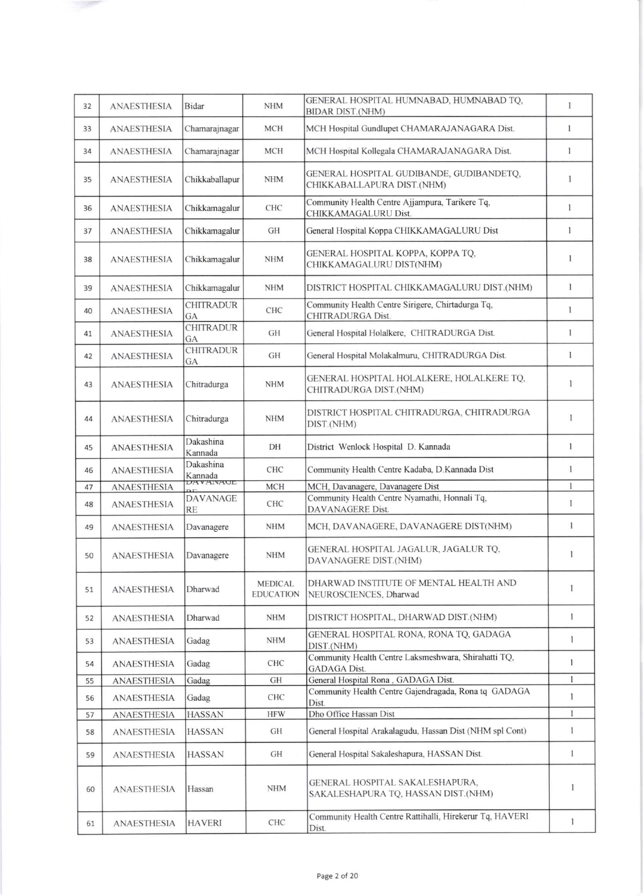| | | | | | |
|---|---|---|---|---|---|
| 32 | ANAESTHESIA | Bidar | NHM | GENERAL HOSPITAL HUMNABAD, HUMNABAD TQ, BIDAR DIST.(NHM) | 1 |
| 33 | ANAESTHESIA | Chamarajnagar | MCH | MCH Hospital Gundlupet CHAMARAJANAGARA Dist. | 1 |
| 34 | ANAESTHESIA | Chamarajnagar | MCH | MCH Hospital Kollegala CHAMARAJANAGARA Dist. | 1 |
| 35 | ANAESTHESIA | Chikkaballapur | NHM | GENERAL HOSPITAL GUDIBANDE, GUDIBANDETQ, CHIKKABALLAPURA DIST.(NHM) | 1 |
| 36 | ANAESTHESIA | Chikkamagalur | CHC | Community Health Centre Ajjampura, Tarikere Tq, CHIKKAMAGALURU Dist. | 1 |
| 37 | ANAESTHESIA | Chikkamagalur | GH | General Hospital Koppa CHIKKAMAGALURU Dist | 1 |
| 38 | ANAESTHESIA | Chikkamagalur | NHM | GENERAL HOSPITAL KOPPA, KOPPA TQ, CHIKKAMAGALURU DIST(NHM) | 1 |
| 39 | ANAESTHESIA | Chikkamagalur | NHM | DISTRICT HOSPITAL CHIKKAMAGALURU DIST.(NHM) | 1 |
| 40 | ANAESTHESIA | CHITRADURGA | CHC | Community Health Centre Sirigere, Chirtadurga Tq, CHITRADURGA Dist. | 1 |
| 41 | ANAESTHESIA | CHITRADURGA | GH | General Hospital Holalkere, CHITRADURGA Dist. | 1 |
| 42 | ANAESTHESIA | CHITRADURGA | GH | General Hospital Molakalmuru, CHITRADURGA Dist. | 1 |
| 43 | ANAESTHESIA | Chitradurga | NHM | GENERAL HOSPITAL HOLALKERE, HOLALKERE TQ, CHITRADURGA DIST.(NHM) | 1 |
| 44 | ANAESTHESIA | Chitradurga | NHM | DISTRICT HOSPITAL CHITRADURGA, CHITRADURGA DIST.(NHM) | 1 |
| 45 | ANAESTHESIA | Dakashina Kannada | DH | District Wenlock Hospital D. Kannada | 1 |
| 46 | ANAESTHESIA | Dakashina Kannada | CHC | Community Health Centre Kadaba, D.Kannada Dist | 1 |
| 47 | ANAESTHESIA | DAVANAGERE | MCH | MCH, Davanagere, Davanagere Dist | 1 |
| 48 | ANAESTHESIA | DAVANAGERE | CHC | Community Health Centre Nyamathi, Honnali Tq, DAVANAGERE Dist. | 1 |
| 49 | ANAESTHESIA | Davanagere | NHM | MCH, DAVANAGERE, DAVANAGERE DIST(NHM) | 1 |
| 50 | ANAESTHESIA | Davanagere | NHM | GENERAL HOSPITAL JAGALUR, JAGALUR TQ, DAVANAGERE DIST.(NHM) | 1 |
| 51 | ANAESTHESIA | Dharwad | MEDICAL EDUCATION | DHARWAD INSTITUTE OF MENTAL HEALTH AND NEUROSCIENCES, Dharwad | 1 |
| 52 | ANAESTHESIA | Dharwad | NHM | DISTRICT HOSPITAL, DHARWAD DIST.(NHM) | 1 |
| 53 | ANAESTHESIA | Gadag | NHM | GENERAL HOSPITAL RONA, RONA TQ, GADAGA DIST.(NHM) | 1 |
| 54 | ANAESTHESIA | Gadag | CHC | Community Health Centre Laksmeshwara, Shirahatti TQ, GADAGA Dist. | 1 |
| 55 | ANAESTHESIA | Gadag | GH | General Hospital Rona , GADAGA Dist. | 1 |
| 56 | ANAESTHESIA | Gadag | CHC | Community Health Centre Gajendragada, Rona tq GADAGA Dist. | 1 |
| 57 | ANAESTHESIA | HASSAN | HFW | Dho Office Hassan Dist | 1 |
| 58 | ANAESTHESIA | HASSAN | GH | General Hospital Arakalagudu, Hassan Dist (NHM spl Cont) | 1 |
| 59 | ANAESTHESIA | HASSAN | GH | General Hospital Sakaleshapura, HASSAN Dist. | 1 |
| 60 | ANAESTHESIA | Hassan | NHM | GENERAL HOSPITAL SAKALESHAPURA, SAKALESHAPURA TQ, HASSAN DIST.(NHM) | 1 |
| 61 | ANAESTHESIA | HAVERI | CHC | Community Health Centre Rattihalli, Hirekerur Tq, HAVERI Dist. | 1 |